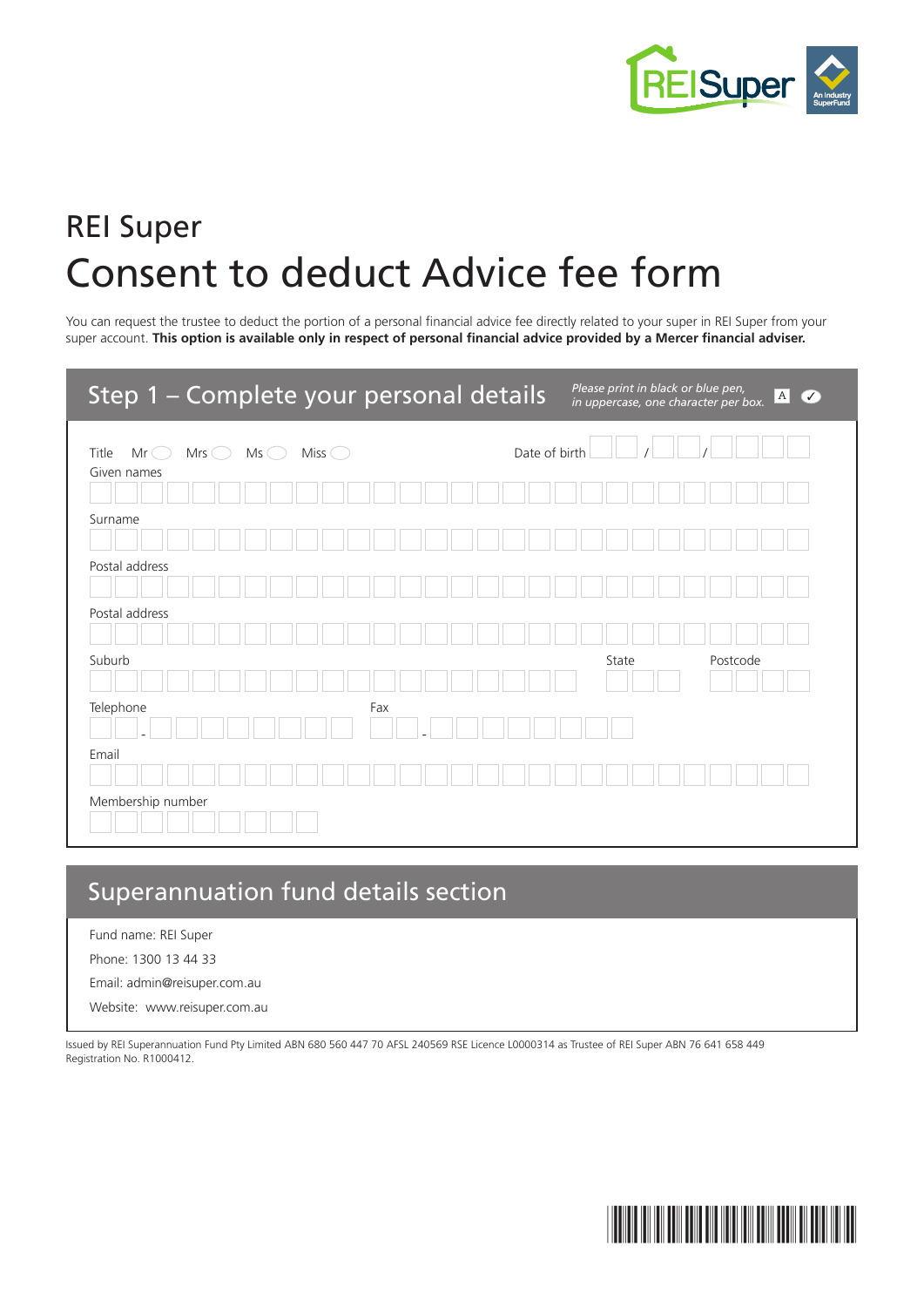# REI Super

# Consent to deduct Advice fee form

You can request the trustee to deduct the portion of a personal financial advice fee directly related to your super in REI Super from your super account. **This option is available only in respect of personal financial advice provided by a Mercer financial adviser.**

## Step 1 – Complete your personal details

*Please print in black or blue pen, in uppercase, one character per box.*

Title Mr ◯ Mrs ◯ Ms ◯ Miss ◯

Date of birth \_\_ / \_\_ / \_\_\_\_

Given names

Surname

Postal address

Postal address

Suburb

State

Postcode

Telephone

Fax

Email

Membership number

## Superannuation fund details section

Fund name: REI Super

Phone: 1300 13 44 33

Email: admin@reisuper.com.au

Website: www.reisuper.com.au

Issued by REI Superannuation Fund Pty Limited ABN 680 560 447 70 AFSL 240569 RSE Licence L0000314 as Trustee of REI Super ABN 76 641 658 449 Registration No. R1000412.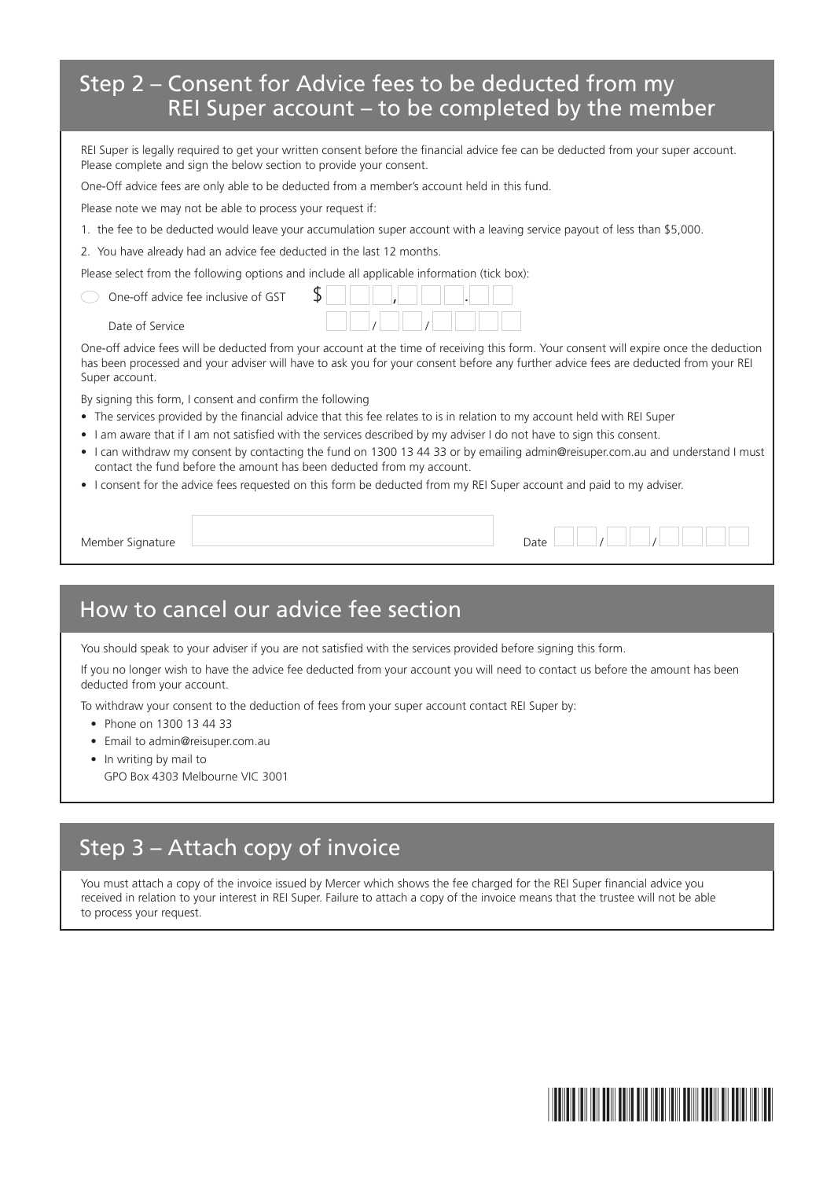## Step 2 – Consent for Advice fees to be deducted from my REI Super account – to be completed by the member

REI Super is legally required to get your written consent before the financial advice fee can be deducted from your super account. Please complete and sign the below section to provide your consent.

One-Off advice fees are only able to be deducted from a member's account held in this fund.

Please note we may not be able to process your request if:

1. the fee to be deducted would leave your accumulation super account with a leaving service payout of less than $5,000.
2. You have already had an advice fee deducted in the last 12 months.

Please select from the following options and include all applicable information (tick box):

☐ One-off advice fee inclusive of GST $ ___ ___ ___ , ___ ___ ___ . ___ ___

Date of Service ___ ___ / ___ ___ / ___ ___ ___ ___

One-off advice fees will be deducted from your account at the time of receiving this form. Your consent will expire once the deduction has been processed and your adviser will have to ask you for your consent before any further advice fees are deducted from your REI Super account.

By signing this form, I consent and confirm the following

- The services provided by the financial advice that this fee relates to is in relation to my account held with REI Super
- I am aware that if I am not satisfied with the services described by my adviser I do not have to sign this consent.
- I can withdraw my consent by contacting the fund on 1300 13 44 33 or by emailing admin@reisuper.com.au and understand I must contact the fund before the amount has been deducted from my account.
- I consent for the advice fees requested on this form be deducted from my REI Super account and paid to my adviser.

Member Signature ______________________ Date ___ ___ / ___ ___ / ___ ___ ___ ___

## How to cancel our advice fee section

You should speak to your adviser if you are not satisfied with the services provided before signing this form.

If you no longer wish to have the advice fee deducted from your account you will need to contact us before the amount has been deducted from your account.

To withdraw your consent to the deduction of fees from your super account contact REI Super by:

- Phone on 1300 13 44 33
- Email to admin@reisuper.com.au
- In writing by mail to
  GPO Box 4303 Melbourne VIC 3001

## Step 3 – Attach copy of invoice

You must attach a copy of the invoice issued by Mercer which shows the fee charged for the REI Super financial advice you received in relation to your interest in REI Super. Failure to attach a copy of the invoice means that the trustee will not be able to process your request.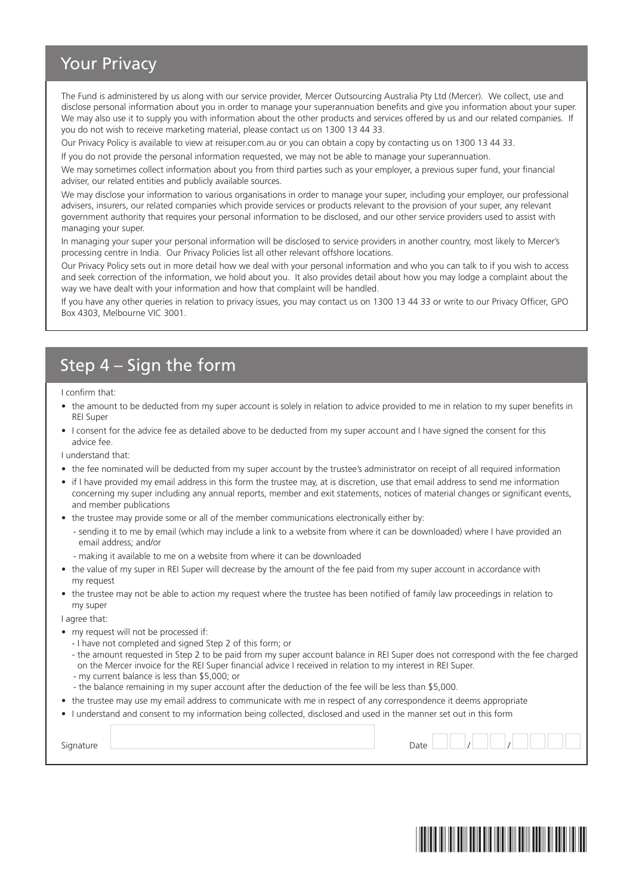## Your Privacy

The Fund is administered by us along with our service provider, Mercer Outsourcing Australia Pty Ltd (Mercer). We collect, use and disclose personal information about you in order to manage your superannuation benefits and give you information about your super. We may also use it to supply you with information about the other products and services offered by us and our related companies. If you do not wish to receive marketing material, please contact us on 1300 13 44 33.

Our Privacy Policy is available to view at reisuper.com.au or you can obtain a copy by contacting us on 1300 13 44 33.

If you do not provide the personal information requested, we may not be able to manage your superannuation.

We may sometimes collect information about you from third parties such as your employer, a previous super fund, your financial adviser, our related entities and publicly available sources.

We may disclose your information to various organisations in order to manage your super, including your employer, our professional advisers, insurers, our related companies which provide services or products relevant to the provision of your super, any relevant government authority that requires your personal information to be disclosed, and our other service providers used to assist with managing your super.

In managing your super your personal information will be disclosed to service providers in another country, most likely to Mercer's processing centre in India. Our Privacy Policies list all other relevant offshore locations.

Our Privacy Policy sets out in more detail how we deal with your personal information and who you can talk to if you wish to access and seek correction of the information, we hold about you. It also provides detail about how you may lodge a complaint about the way we have dealt with your information and how that complaint will be handled.

If you have any other queries in relation to privacy issues, you may contact us on 1300 13 44 33 or write to our Privacy Officer, GPO Box 4303, Melbourne VIC 3001.

## Step 4 – Sign the form

I confirm that:

- the amount to be deducted from my super account is solely in relation to advice provided to me in relation to my super benefits in REI Super
- I consent for the advice fee as detailed above to be deducted from my super account and I have signed the consent for this advice fee.

I understand that:

- the fee nominated will be deducted from my super account by the trustee's administrator on receipt of all required information
- if I have provided my email address in this form the trustee may, at is discretion, use that email address to send me information concerning my super including any annual reports, member and exit statements, notices of material changes or significant events, and member publications
- the trustee may provide some or all of the member communications electronically either by:
  - sending it to me by email (which may include a link to a website from where it can be downloaded) where I have provided an email address; and/or
  - making it available to me on a website from where it can be downloaded
- the value of my super in REI Super will decrease by the amount of the fee paid from my super account in accordance with my request
- the trustee may not be able to action my request where the trustee has been notified of family law proceedings in relation to my super

I agree that:

- my request will not be processed if:
  - I have not completed and signed Step 2 of this form; or
  - the amount requested in Step 2 to be paid from my super account balance in REI Super does not correspond with the fee charged on the Mercer invoice for the REI Super financial advice I received in relation to my interest in REI Super.
  - my current balance is less than $5,000; or
  - the balance remaining in my super account after the deduction of the fee will be less than $5,000.
- the trustee may use my email address to communicate with me in respect of any correspondence it deems appropriate
- I understand and consent to my information being collected, disclosed and used in the manner set out in this form

Signature ______________________ Date ___ / ___ / _____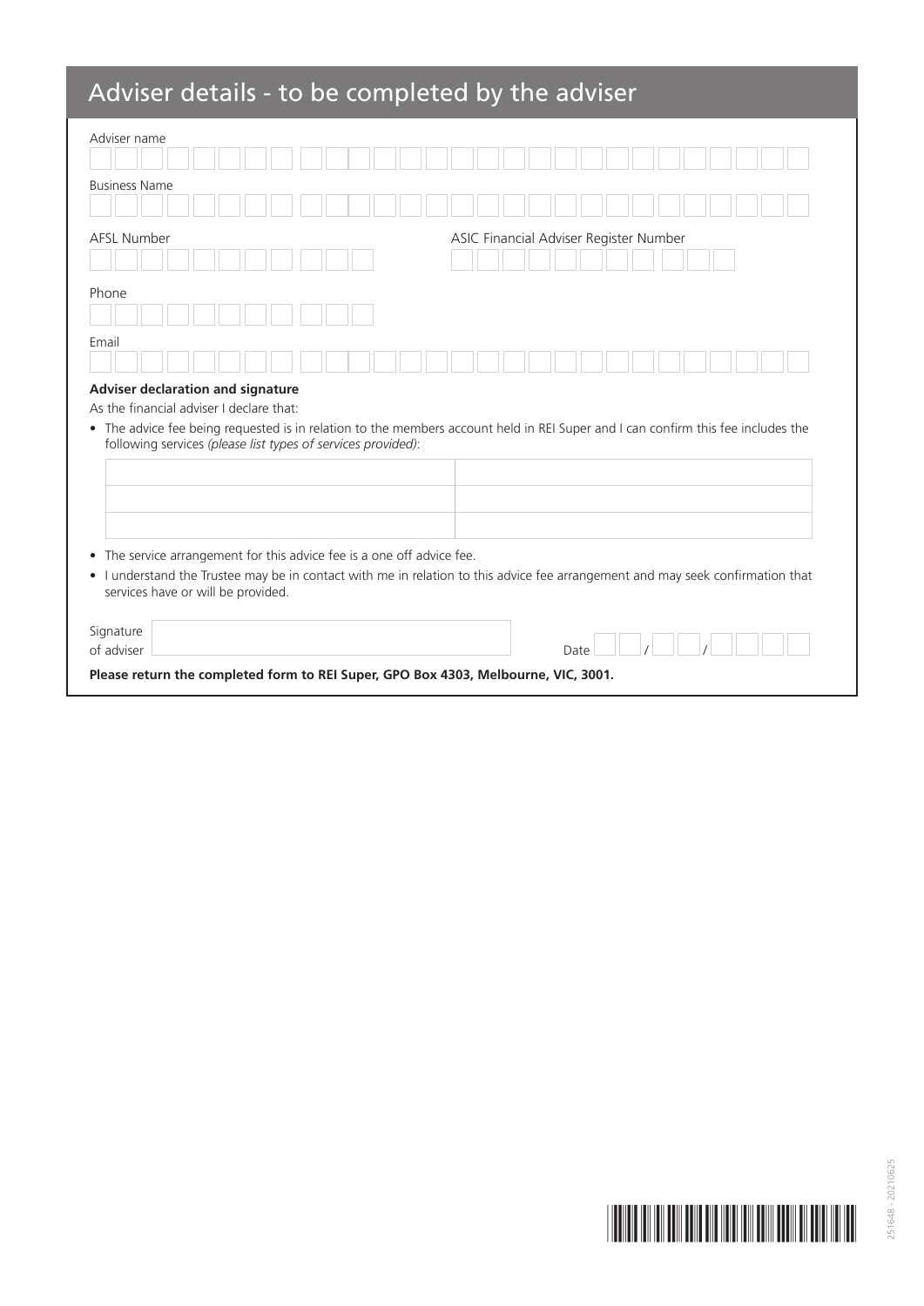# Adviser details - to be completed by the adviser

Adviser name

Business Name

AFSL Number

ASIC Financial Adviser Register Number

Phone

Email

**Adviser declaration and signature**

As the financial adviser I declare that:

- The advice fee being requested is in relation to the members account held in REI Super and I can confirm this fee includes the following services *(please list types of services provided)*:

| | |
|---|---|
| | |
| | |
| | |

- The service arrangement for this advice fee is a one off advice fee.
- I understand the Trustee may be in contact with me in relation to this advice fee arrangement and may seek confirmation that services have or will be provided.

Signature of adviser

Date / /

**Please return the completed form to REI Super, GPO Box 4303, Melbourne, VIC, 3001.**

251648 - 20210625